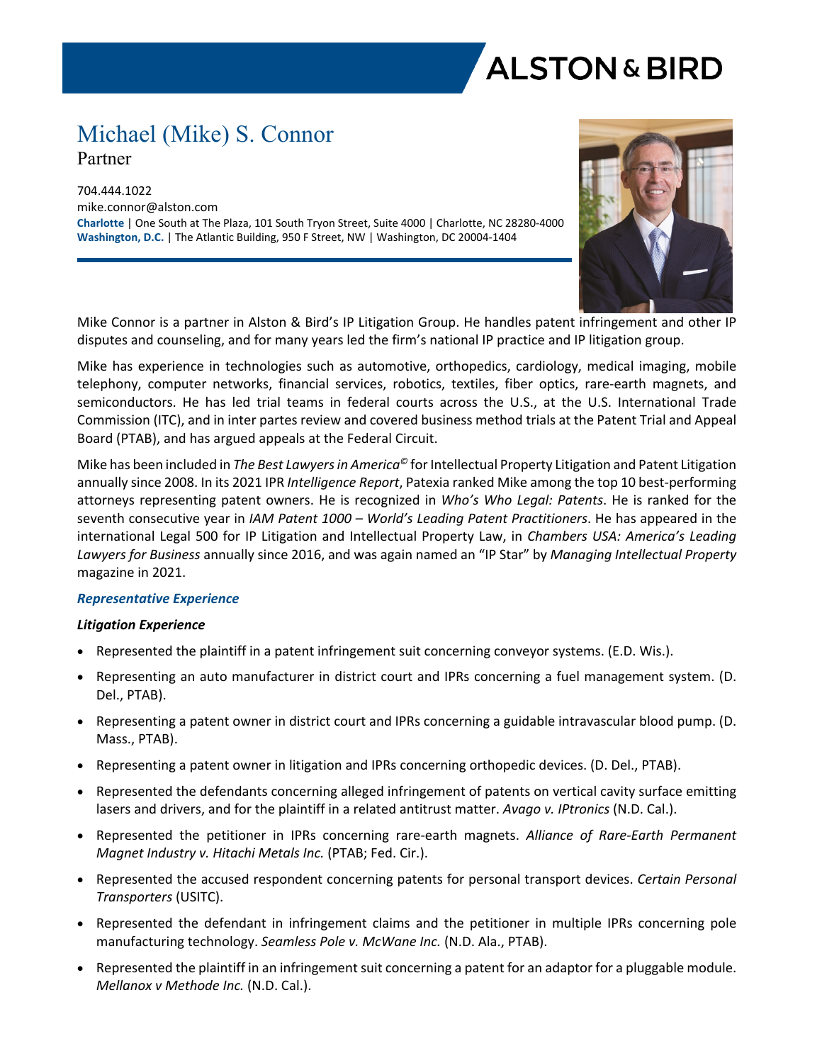# Michael (Mike) S. Connor

Partner

704.444.1022
mike.connor@alston.com
**Charlotte** | One South at The Plaza, 101 South Tryon Street, Suite 4000 | Charlotte, NC 28280-4000
**Washington, D.C.** | The Atlantic Building, 950 F Street, NW | Washington, DC 20004-1404

Mike Connor is a partner in Alston & Bird's IP Litigation Group. He handles patent infringement and other IP disputes and counseling, and for many years led the firm's national IP practice and IP litigation group.

Mike has experience in technologies such as automotive, orthopedics, cardiology, medical imaging, mobile telephony, computer networks, financial services, robotics, textiles, fiber optics, rare-earth magnets, and semiconductors. He has led trial teams in federal courts across the U.S., at the U.S. International Trade Commission (ITC), and in inter partes review and covered business method trials at the Patent Trial and Appeal Board (PTAB), and has argued appeals at the Federal Circuit.

Mike has been included in *The Best Lawyers in America©* for Intellectual Property Litigation and Patent Litigation annually since 2008. In its 2021 IPR *Intelligence Report*, Patexia ranked Mike among the top 10 best-performing attorneys representing patent owners. He is recognized in *Who's Who Legal: Patents*. He is ranked for the seventh consecutive year in *IAM Patent 1000 – World's Leading Patent Practitioners*. He has appeared in the international Legal 500 for IP Litigation and Intellectual Property Law, in *Chambers USA: America's Leading Lawyers for Business* annually since 2016, and was again named an "IP Star" by *Managing Intellectual Property* magazine in 2021.

## *Representative Experience*

### *Litigation Experience*

- Represented the plaintiff in a patent infringement suit concerning conveyor systems. (E.D. Wis.).
- Representing an auto manufacturer in district court and IPRs concerning a fuel management system. (D. Del., PTAB).
- Representing a patent owner in district court and IPRs concerning a guidable intravascular blood pump. (D. Mass., PTAB).
- Representing a patent owner in litigation and IPRs concerning orthopedic devices. (D. Del., PTAB).
- Represented the defendants concerning alleged infringement of patents on vertical cavity surface emitting lasers and drivers, and for the plaintiff in a related antitrust matter. *Avago v. IPtronics* (N.D. Cal.).
- Represented the petitioner in IPRs concerning rare-earth magnets. *Alliance of Rare-Earth Permanent Magnet Industry v. Hitachi Metals Inc.* (PTAB; Fed. Cir.).
- Represented the accused respondent concerning patents for personal transport devices. *Certain Personal Transporters* (USITC).
- Represented the defendant in infringement claims and the petitioner in multiple IPRs concerning pole manufacturing technology. *Seamless Pole v. McWane Inc.* (N.D. Ala., PTAB).
- Represented the plaintiff in an infringement suit concerning a patent for an adaptor for a pluggable module. *Mellanox v Methode Inc.* (N.D. Cal.).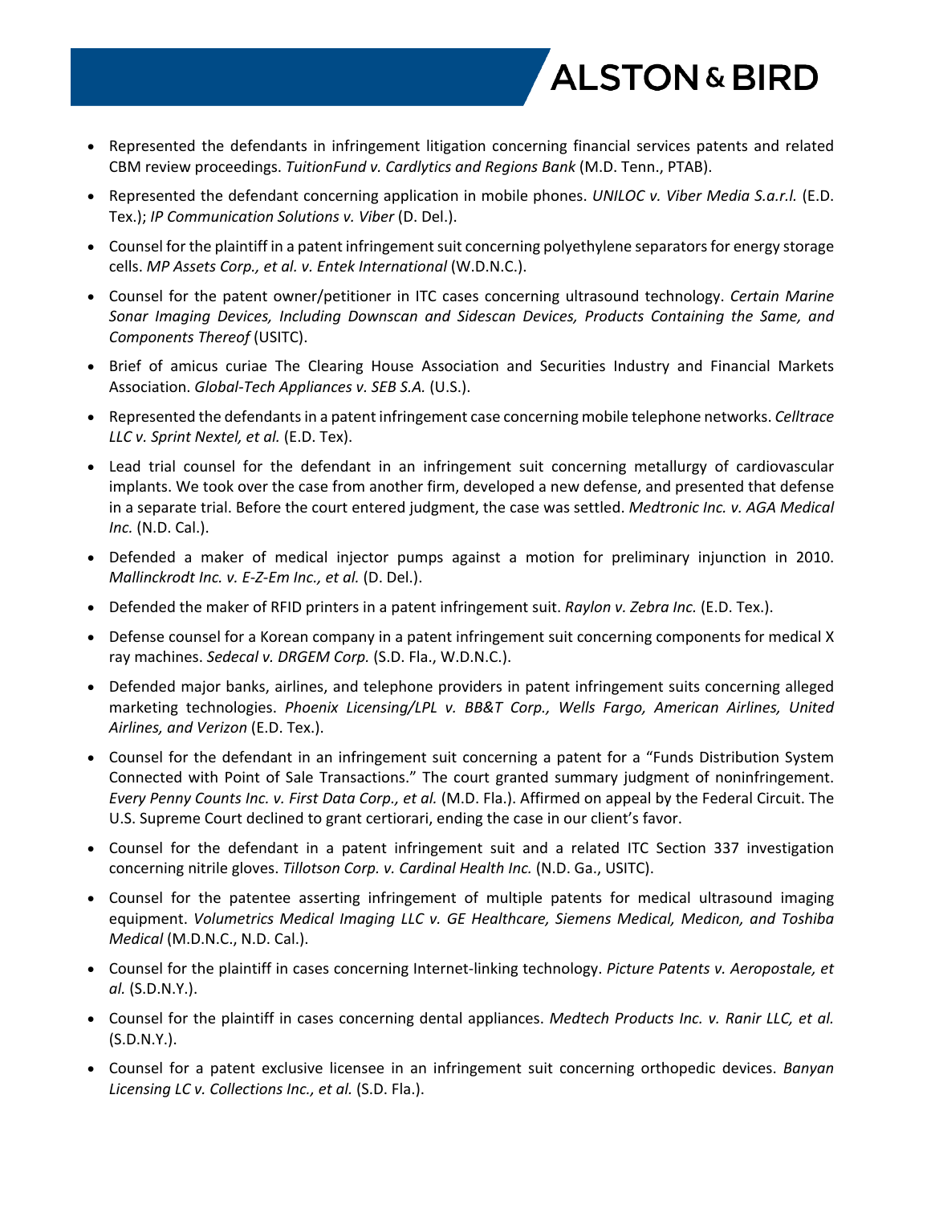- Represented the defendants in infringement litigation concerning financial services patents and related CBM review proceedings. *TuitionFund v. Cardlytics and Regions Bank* (M.D. Tenn., PTAB).
- Represented the defendant concerning application in mobile phones. *UNILOC v. Viber Media S.a.r.l.* (E.D. Tex.); *IP Communication Solutions v. Viber* (D. Del.).
- Counsel for the plaintiff in a patent infringement suit concerning polyethylene separators for energy storage cells. *MP Assets Corp., et al. v. Entek International* (W.D.N.C.).
- Counsel for the patent owner/petitioner in ITC cases concerning ultrasound technology. *Certain Marine Sonar Imaging Devices, Including Downscan and Sidescan Devices, Products Containing the Same, and Components Thereof* (USITC).
- Brief of amicus curiae The Clearing House Association and Securities Industry and Financial Markets Association. *Global-Tech Appliances v. SEB S.A.* (U.S.).
- Represented the defendants in a patent infringement case concerning mobile telephone networks. *Celltrace LLC v. Sprint Nextel, et al.* (E.D. Tex).
- Lead trial counsel for the defendant in an infringement suit concerning metallurgy of cardiovascular implants. We took over the case from another firm, developed a new defense, and presented that defense in a separate trial. Before the court entered judgment, the case was settled. *Medtronic Inc. v. AGA Medical Inc.* (N.D. Cal.).
- Defended a maker of medical injector pumps against a motion for preliminary injunction in 2010. *Mallinckrodt Inc. v. E-Z-Em Inc., et al.* (D. Del.).
- Defended the maker of RFID printers in a patent infringement suit. *Raylon v. Zebra Inc.* (E.D. Tex.).
- Defense counsel for a Korean company in a patent infringement suit concerning components for medical X ray machines. *Sedecal v. DRGEM Corp.* (S.D. Fla., W.D.N.C.).
- Defended major banks, airlines, and telephone providers in patent infringement suits concerning alleged marketing technologies. *Phoenix Licensing/LPL v. BB&T Corp., Wells Fargo, American Airlines, United Airlines, and Verizon* (E.D. Tex.).
- Counsel for the defendant in an infringement suit concerning a patent for a "Funds Distribution System Connected with Point of Sale Transactions." The court granted summary judgment of noninfringement. *Every Penny Counts Inc. v. First Data Corp., et al.* (M.D. Fla.). Affirmed on appeal by the Federal Circuit. The U.S. Supreme Court declined to grant certiorari, ending the case in our client's favor.
- Counsel for the defendant in a patent infringement suit and a related ITC Section 337 investigation concerning nitrile gloves. *Tillotson Corp. v. Cardinal Health Inc.* (N.D. Ga., USITC).
- Counsel for the patentee asserting infringement of multiple patents for medical ultrasound imaging equipment. *Volumetrics Medical Imaging LLC v. GE Healthcare, Siemens Medical, Medicon, and Toshiba Medical* (M.D.N.C., N.D. Cal.).
- Counsel for the plaintiff in cases concerning Internet-linking technology. *Picture Patents v. Aeropostale, et al.* (S.D.N.Y.).
- Counsel for the plaintiff in cases concerning dental appliances. *Medtech Products Inc. v. Ranir LLC, et al.* (S.D.N.Y.).
- Counsel for a patent exclusive licensee in an infringement suit concerning orthopedic devices. *Banyan Licensing LC v. Collections Inc., et al.* (S.D. Fla.).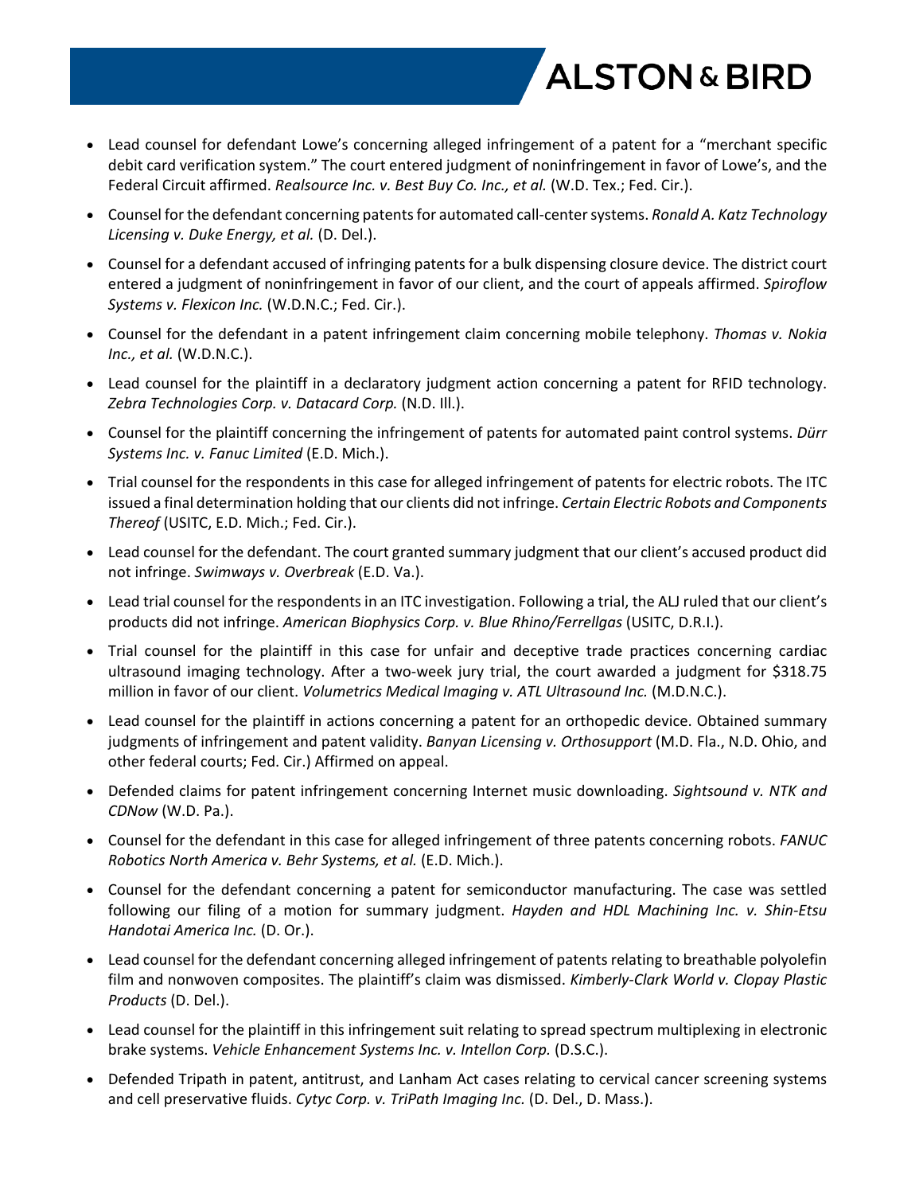- Lead counsel for defendant Lowe's concerning alleged infringement of a patent for a "merchant specific debit card verification system." The court entered judgment of noninfringement in favor of Lowe's, and the Federal Circuit affirmed. *Realsource Inc. v. Best Buy Co. Inc., et al.* (W.D. Tex.; Fed. Cir.).
- Counsel for the defendant concerning patents for automated call-center systems. *Ronald A. Katz Technology Licensing v. Duke Energy, et al.* (D. Del.).
- Counsel for a defendant accused of infringing patents for a bulk dispensing closure device. The district court entered a judgment of noninfringement in favor of our client, and the court of appeals affirmed. *Spiroflow Systems v. Flexicon Inc.* (W.D.N.C.; Fed. Cir.).
- Counsel for the defendant in a patent infringement claim concerning mobile telephony. *Thomas v. Nokia Inc., et al.* (W.D.N.C.).
- Lead counsel for the plaintiff in a declaratory judgment action concerning a patent for RFID technology. *Zebra Technologies Corp. v. Datacard Corp.* (N.D. Ill.).
- Counsel for the plaintiff concerning the infringement of patents for automated paint control systems. *Dürr Systems Inc. v. Fanuc Limited* (E.D. Mich.).
- Trial counsel for the respondents in this case for alleged infringement of patents for electric robots. The ITC issued a final determination holding that our clients did not infringe. *Certain Electric Robots and Components Thereof* (USITC, E.D. Mich.; Fed. Cir.).
- Lead counsel for the defendant. The court granted summary judgment that our client's accused product did not infringe. *Swimways v. Overbreak* (E.D. Va.).
- Lead trial counsel for the respondents in an ITC investigation. Following a trial, the ALJ ruled that our client's products did not infringe. *American Biophysics Corp. v. Blue Rhino/Ferrellgas* (USITC, D.R.I.).
- Trial counsel for the plaintiff in this case for unfair and deceptive trade practices concerning cardiac ultrasound imaging technology. After a two-week jury trial, the court awarded a judgment for $318.75 million in favor of our client. *Volumetrics Medical Imaging v. ATL Ultrasound Inc.* (M.D.N.C.).
- Lead counsel for the plaintiff in actions concerning a patent for an orthopedic device. Obtained summary judgments of infringement and patent validity. *Banyan Licensing v. Orthosupport* (M.D. Fla., N.D. Ohio, and other federal courts; Fed. Cir.) Affirmed on appeal.
- Defended claims for patent infringement concerning Internet music downloading. *Sightsound v. NTK and CDNow* (W.D. Pa.).
- Counsel for the defendant in this case for alleged infringement of three patents concerning robots. *FANUC Robotics North America v. Behr Systems, et al.* (E.D. Mich.).
- Counsel for the defendant concerning a patent for semiconductor manufacturing. The case was settled following our filing of a motion for summary judgment. *Hayden and HDL Machining Inc. v. Shin-Etsu Handotai America Inc.* (D. Or.).
- Lead counsel for the defendant concerning alleged infringement of patents relating to breathable polyolefin film and nonwoven composites. The plaintiff's claim was dismissed. *Kimberly-Clark World v. Clopay Plastic Products* (D. Del.).
- Lead counsel for the plaintiff in this infringement suit relating to spread spectrum multiplexing in electronic brake systems. *Vehicle Enhancement Systems Inc. v. Intellon Corp.* (D.S.C.).
- Defended Tripath in patent, antitrust, and Lanham Act cases relating to cervical cancer screening systems and cell preservative fluids. *Cytyc Corp. v. TriPath Imaging Inc.* (D. Del., D. Mass.).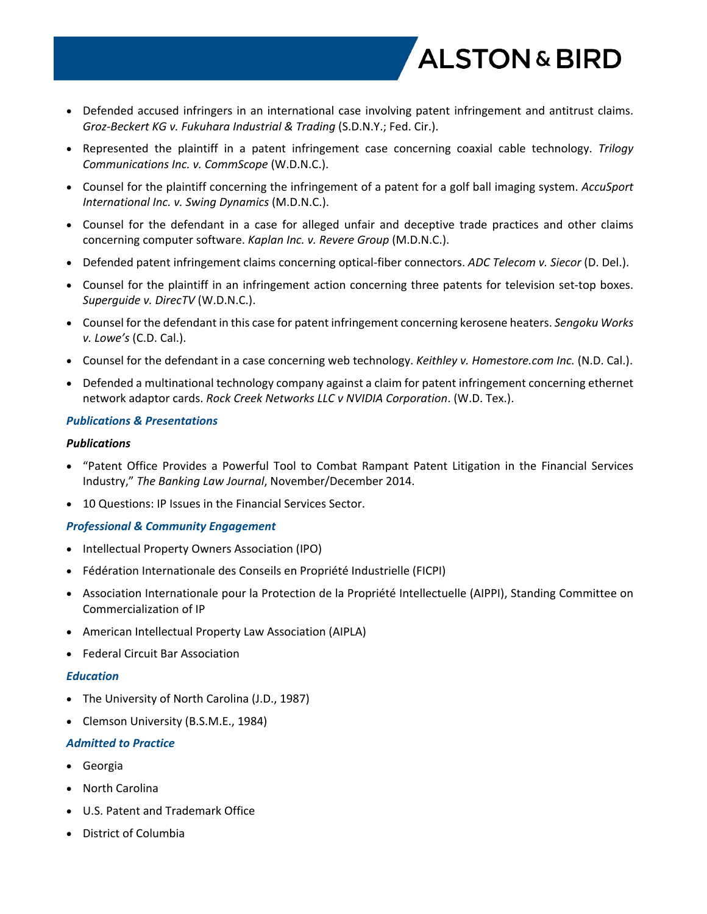- Defended accused infringers in an international case involving patent infringement and antitrust claims. *Groz-Beckert KG v. Fukuhara Industrial & Trading* (S.D.N.Y.; Fed. Cir.).
- Represented the plaintiff in a patent infringement case concerning coaxial cable technology. *Trilogy Communications Inc. v. CommScope* (W.D.N.C.).
- Counsel for the plaintiff concerning the infringement of a patent for a golf ball imaging system. *AccuSport International Inc. v. Swing Dynamics* (M.D.N.C.).
- Counsel for the defendant in a case for alleged unfair and deceptive trade practices and other claims concerning computer software. *Kaplan Inc. v. Revere Group* (M.D.N.C.).
- Defended patent infringement claims concerning optical-fiber connectors. *ADC Telecom v. Siecor* (D. Del.).
- Counsel for the plaintiff in an infringement action concerning three patents for television set-top boxes. *Superguide v. DirecTV* (W.D.N.C.).
- Counsel for the defendant in this case for patent infringement concerning kerosene heaters. *Sengoku Works v. Lowe's* (C.D. Cal.).
- Counsel for the defendant in a case concerning web technology. *Keithley v. Homestore.com Inc.* (N.D. Cal.).
- Defended a multinational technology company against a claim for patent infringement concerning ethernet network adaptor cards. *Rock Creek Networks LLC v NVIDIA Corporation*. (W.D. Tex.).

### *Publications & Presentations*

#### *Publications*

- "Patent Office Provides a Powerful Tool to Combat Rampant Patent Litigation in the Financial Services Industry," *The Banking Law Journal*, November/December 2014.
- 10 Questions: IP Issues in the Financial Services Sector.

### *Professional & Community Engagement*

- Intellectual Property Owners Association (IPO)
- Fédération Internationale des Conseils en Propriété Industrielle (FICPI)
- Association Internationale pour la Protection de la Propriété Intellectuelle (AIPPI), Standing Committee on Commercialization of IP
- American Intellectual Property Law Association (AIPLA)
- Federal Circuit Bar Association

### *Education*

- The University of North Carolina (J.D., 1987)
- Clemson University (B.S.M.E., 1984)

### *Admitted to Practice*

- Georgia
- North Carolina
- U.S. Patent and Trademark Office
- District of Columbia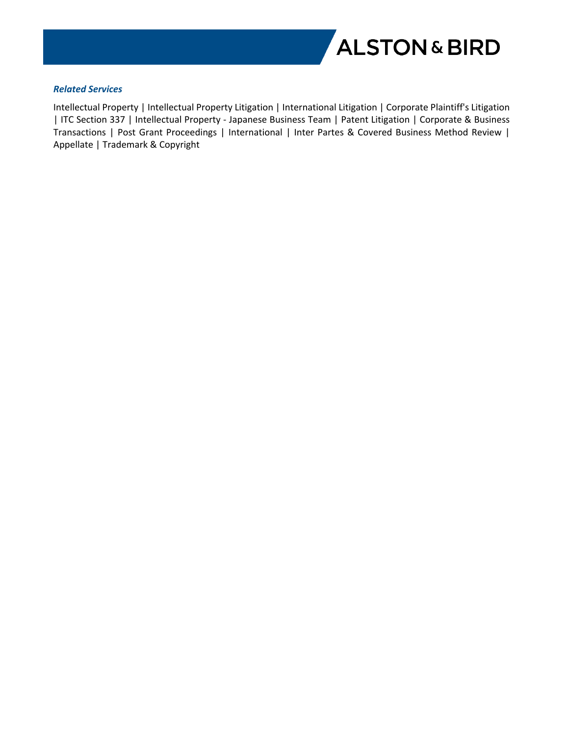***Related Services***

Intellectual Property | Intellectual Property Litigation | International Litigation | Corporate Plaintiff's Litigation | ITC Section 337 | Intellectual Property - Japanese Business Team | Patent Litigation | Corporate & Business Transactions | Post Grant Proceedings | International | Inter Partes & Covered Business Method Review | Appellate | Trademark & Copyright